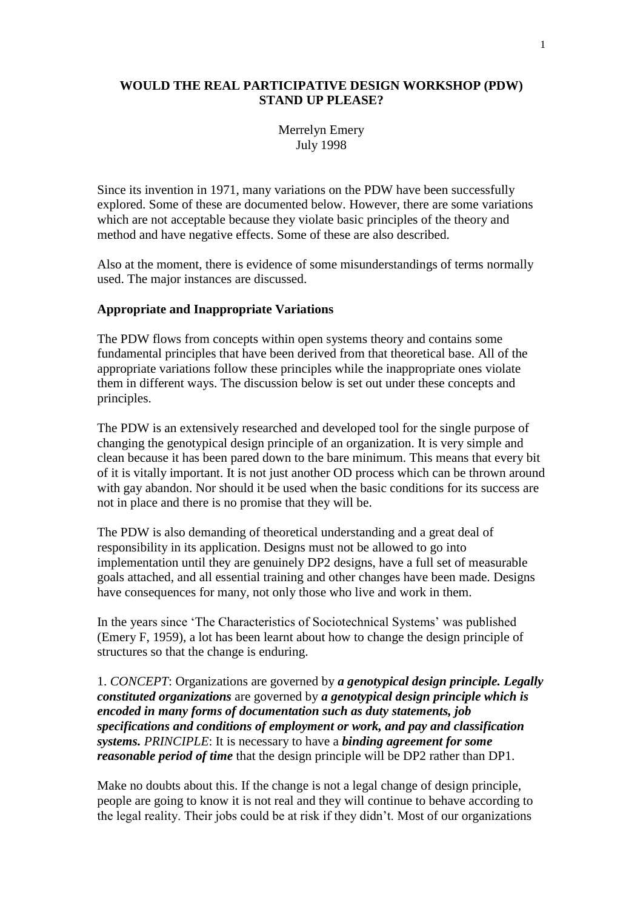# WOULD THE REAL PARTICIPATIVE DESIGN WORKSHOP (PDW) STAND UP PLEASE?

Merrelyn Emery
July 1998

Since its invention in 1971, many variations on the PDW have been successfully explored. Some of these are documented below. However, there are some variations which are not acceptable because they violate basic principles of the theory and method and have negative effects. Some of these are also described.

Also at the moment, there is evidence of some misunderstandings of terms normally used. The major instances are discussed.

## Appropriate and Inappropriate Variations

The PDW flows from concepts within open systems theory and contains some fundamental principles that have been derived from that theoretical base. All of the appropriate variations follow these principles while the inappropriate ones violate them in different ways. The discussion below is set out under these concepts and principles.

The PDW is an extensively researched and developed tool for the single purpose of changing the genotypical design principle of an organization. It is very simple and clean because it has been pared down to the bare minimum. This means that every bit of it is vitally important. It is not just another OD process which can be thrown around with gay abandon. Nor should it be used when the basic conditions for its success are not in place and there is no promise that they will be.

The PDW is also demanding of theoretical understanding and a great deal of responsibility in its application. Designs must not be allowed to go into implementation until they are genuinely DP2 designs, have a full set of measurable goals attached, and all essential training and other changes have been made. Designs have consequences for many, not only those who live and work in them.

In the years since 'The Characteristics of Sociotechnical Systems' was published (Emery F, 1959), a lot has been learnt about how to change the design principle of structures so that the change is enduring.

1. *CONCEPT*: Organizations are governed by ***a genotypical design principle. Legally constituted organizations*** are governed by ***a genotypical design principle which is encoded in many forms of documentation such as duty statements, job specifications and conditions of employment or work, and pay and classification systems.*** *PRINCIPLE*: It is necessary to have a ***binding agreement for some reasonable period of time*** that the design principle will be DP2 rather than DP1.

Make no doubts about this. If the change is not a legal change of design principle, people are going to know it is not real and they will continue to behave according to the legal reality. Their jobs could be at risk if they didn't. Most of our organizations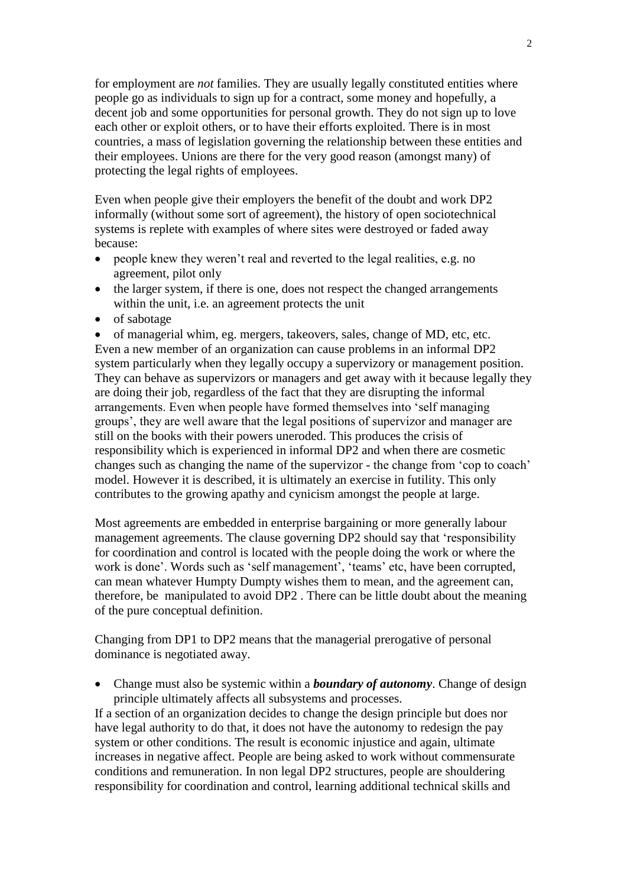for employment are *not* families. They are usually legally constituted entities where people go as individuals to sign up for a contract, some money and hopefully, a decent job and some opportunities for personal growth. They do not sign up to love each other or exploit others, or to have their efforts exploited. There is in most countries, a mass of legislation governing the relationship between these entities and their employees. Unions are there for the very good reason (amongst many) of protecting the legal rights of employees.

Even when people give their employers the benefit of the doubt and work DP2 informally (without some sort of agreement), the history of open sociotechnical systems is replete with examples of where sites were destroyed or faded away because:

- people knew they weren't real and reverted to the legal realities, e.g. no agreement, pilot only
- the larger system, if there is one, does not respect the changed arrangements within the unit, i.e. an agreement protects the unit
- of sabotage
- of managerial whim, eg. mergers, takeovers, sales, change of MD, etc, etc.

Even a new member of an organization can cause problems in an informal DP2 system particularly when they legally occupy a supervizory or management position. They can behave as supervizors or managers and get away with it because legally they are doing their job, regardless of the fact that they are disrupting the informal arrangements. Even when people have formed themselves into 'self managing groups', they are well aware that the legal positions of supervizor and manager are still on the books with their powers uneroded. This produces the crisis of responsibility which is experienced in informal DP2 and when there are cosmetic changes such as changing the name of the supervizor - the change from 'cop to coach' model. However it is described, it is ultimately an exercise in futility. This only contributes to the growing apathy and cynicism amongst the people at large.

Most agreements are embedded in enterprise bargaining or more generally labour management agreements. The clause governing DP2 should say that 'responsibility for coordination and control is located with the people doing the work or where the work is done'. Words such as 'self management', 'teams' etc, have been corrupted, can mean whatever Humpty Dumpty wishes them to mean, and the agreement can, therefore, be manipulated to avoid DP2 . There can be little doubt about the meaning of the pure conceptual definition.

Changing from DP1 to DP2 means that the managerial prerogative of personal dominance is negotiated away.

- Change must also be systemic within a ***boundary of autonomy***. Change of design principle ultimately affects all subsystems and processes.

If a section of an organization decides to change the design principle but does nor have legal authority to do that, it does not have the autonomy to redesign the pay system or other conditions. The result is economic injustice and again, ultimate increases in negative affect. People are being asked to work without commensurate conditions and remuneration. In non legal DP2 structures, people are shouldering responsibility for coordination and control, learning additional technical skills and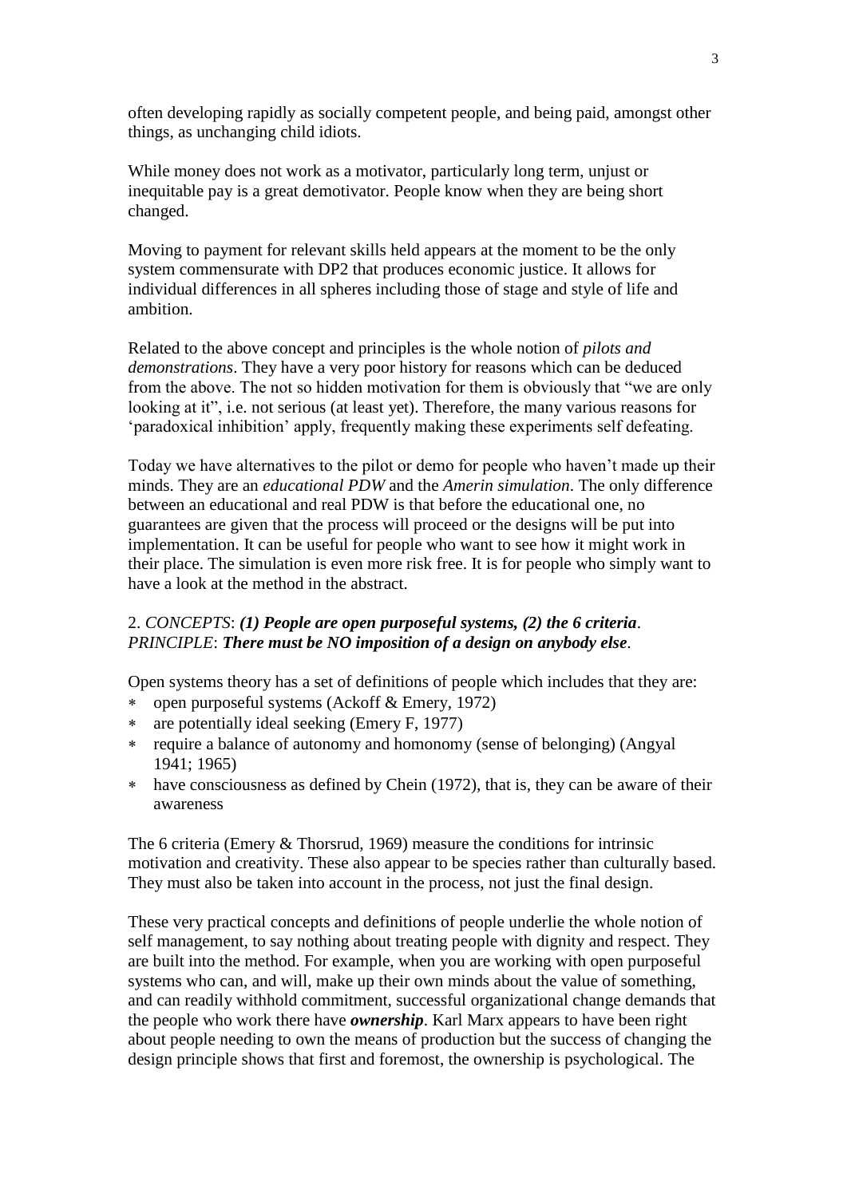often developing rapidly as socially competent people, and being paid, amongst other things, as unchanging child idiots.

While money does not work as a motivator, particularly long term, unjust or inequitable pay is a great demotivator. People know when they are being short changed.

Moving to payment for relevant skills held appears at the moment to be the only system commensurate with DP2 that produces economic justice. It allows for individual differences in all spheres including those of stage and style of life and ambition.

Related to the above concept and principles is the whole notion of *pilots and demonstrations*. They have a very poor history for reasons which can be deduced from the above. The not so hidden motivation for them is obviously that "we are only looking at it", i.e. not serious (at least yet). Therefore, the many various reasons for 'paradoxical inhibition' apply, frequently making these experiments self defeating.

Today we have alternatives to the pilot or demo for people who haven't made up their minds. They are an *educational PDW* and the *Amerin simulation*. The only difference between an educational and real PDW is that before the educational one, no guarantees are given that the process will proceed or the designs will be put into implementation. It can be useful for people who want to see how it might work in their place. The simulation is even more risk free. It is for people who simply want to have a look at the method in the abstract.

2. *CONCEPTS*: ***(1) People are open purposeful systems, (2) the 6 criteria***.
*PRINCIPLE*: ***There must be NO imposition of a design on anybody else***.

Open systems theory has a set of definitions of people which includes that they are:

- open purposeful systems (Ackoff & Emery, 1972)
- are potentially ideal seeking (Emery F, 1977)
- require a balance of autonomy and homonomy (sense of belonging) (Angyal 1941; 1965)
- have consciousness as defined by Chein (1972), that is, they can be aware of their awareness

The 6 criteria (Emery & Thorsrud, 1969) measure the conditions for intrinsic motivation and creativity. These also appear to be species rather than culturally based. They must also be taken into account in the process, not just the final design.

These very practical concepts and definitions of people underlie the whole notion of self management, to say nothing about treating people with dignity and respect. They are built into the method. For example, when you are working with open purposeful systems who can, and will, make up their own minds about the value of something, and can readily withhold commitment, successful organizational change demands that the people who work there have ***ownership***. Karl Marx appears to have been right about people needing to own the means of production but the success of changing the design principle shows that first and foremost, the ownership is psychological. The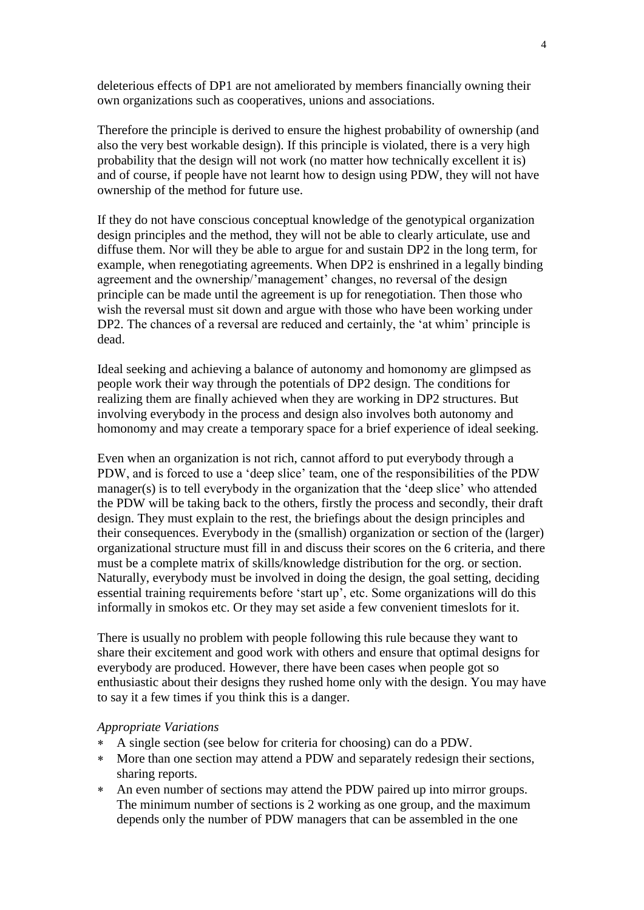deleterious effects of DP1 are not ameliorated by members financially owning their own organizations such as cooperatives, unions and associations.

Therefore the principle is derived to ensure the highest probability of ownership (and also the very best workable design). If this principle is violated, there is a very high probability that the design will not work (no matter how technically excellent it is) and of course, if people have not learnt how to design using PDW, they will not have ownership of the method for future use.

If they do not have conscious conceptual knowledge of the genotypical organization design principles and the method, they will not be able to clearly articulate, use and diffuse them. Nor will they be able to argue for and sustain DP2 in the long term, for example, when renegotiating agreements. When DP2 is enshrined in a legally binding agreement and the ownership/'management' changes, no reversal of the design principle can be made until the agreement is up for renegotiation. Then those who wish the reversal must sit down and argue with those who have been working under DP2. The chances of a reversal are reduced and certainly, the 'at whim' principle is dead.

Ideal seeking and achieving a balance of autonomy and homonomy are glimpsed as people work their way through the potentials of DP2 design. The conditions for realizing them are finally achieved when they are working in DP2 structures. But involving everybody in the process and design also involves both autonomy and homonomy and may create a temporary space for a brief experience of ideal seeking.

Even when an organization is not rich, cannot afford to put everybody through a PDW, and is forced to use a 'deep slice' team, one of the responsibilities of the PDW manager(s) is to tell everybody in the organization that the 'deep slice' who attended the PDW will be taking back to the others, firstly the process and secondly, their draft design. They must explain to the rest, the briefings about the design principles and their consequences. Everybody in the (smallish) organization or section of the (larger) organizational structure must fill in and discuss their scores on the 6 criteria, and there must be a complete matrix of skills/knowledge distribution for the org. or section. Naturally, everybody must be involved in doing the design, the goal setting, deciding essential training requirements before 'start up', etc. Some organizations will do this informally in smokos etc. Or they may set aside a few convenient timeslots for it.

There is usually no problem with people following this rule because they want to share their excitement and good work with others and ensure that optimal designs for everybody are produced. However, there have been cases when people got so enthusiastic about their designs they rushed home only with the design. You may have to say it a few times if you think this is a danger.

*Appropriate Variations*

- A single section (see below for criteria for choosing) can do a PDW.
- More than one section may attend a PDW and separately redesign their sections, sharing reports.
- An even number of sections may attend the PDW paired up into mirror groups. The minimum number of sections is 2 working as one group, and the maximum depends only the number of PDW managers that can be assembled in the one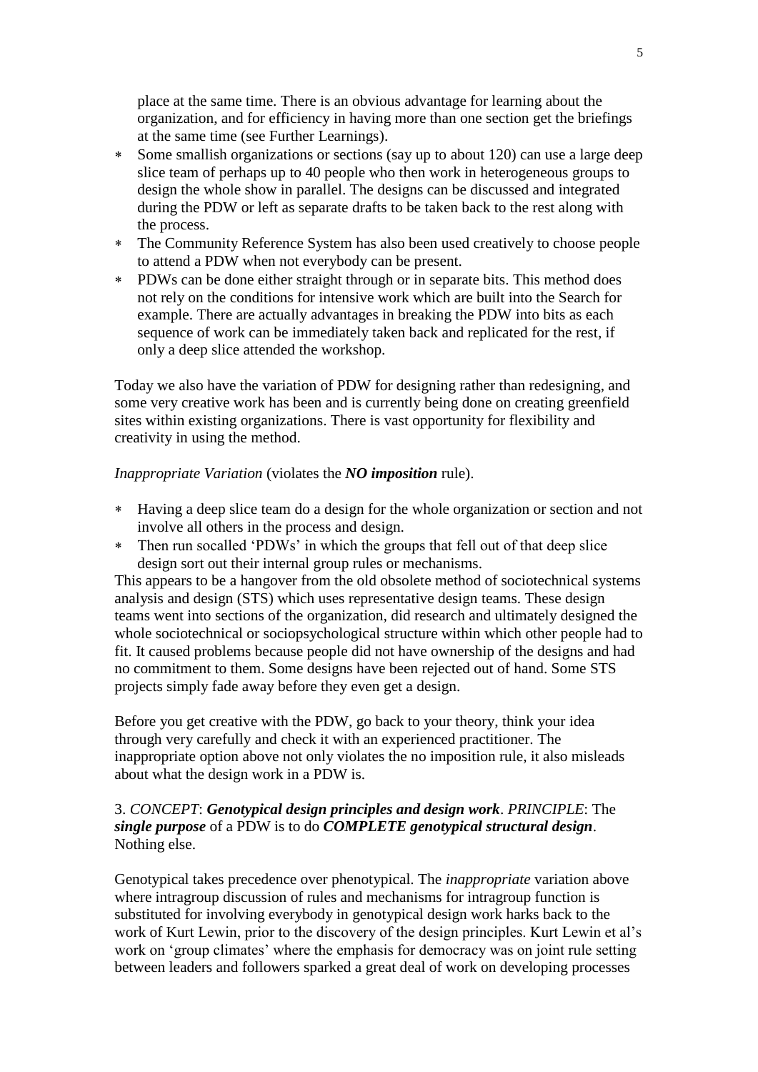place at the same time. There is an obvious advantage for learning about the organization, and for efficiency in having more than one section get the briefings at the same time (see Further Learnings).

* Some smallish organizations or sections (say up to about 120) can use a large deep slice team of perhaps up to 40 people who then work in heterogeneous groups to design the whole show in parallel. The designs can be discussed and integrated during the PDW or left as separate drafts to be taken back to the rest along with the process.
* The Community Reference System has also been used creatively to choose people to attend a PDW when not everybody can be present.
* PDWs can be done either straight through or in separate bits. This method does not rely on the conditions for intensive work which are built into the Search for example. There are actually advantages in breaking the PDW into bits as each sequence of work can be immediately taken back and replicated for the rest, if only a deep slice attended the workshop.

Today we also have the variation of PDW for designing rather than redesigning, and some very creative work has been and is currently being done on creating greenfield sites within existing organizations. There is vast opportunity for flexibility and creativity in using the method.

*Inappropriate Variation* (violates the ***NO imposition*** rule).

* Having a deep slice team do a design for the whole organization or section and not involve all others in the process and design.
* Then run socalled 'PDWs' in which the groups that fell out of that deep slice design sort out their internal group rules or mechanisms.

This appears to be a hangover from the old obsolete method of sociotechnical systems analysis and design (STS) which uses representative design teams. These design teams went into sections of the organization, did research and ultimately designed the whole sociotechnical or sociopsychological structure within which other people had to fit. It caused problems because people did not have ownership of the designs and had no commitment to them. Some designs have been rejected out of hand. Some STS projects simply fade away before they even get a design.

Before you get creative with the PDW, go back to your theory, think your idea through very carefully and check it with an experienced practitioner. The inappropriate option above not only violates the no imposition rule, it also misleads about what the design work in a PDW is.

3. *CONCEPT*: ***Genotypical design principles and design work***. *PRINCIPLE*: The ***single purpose*** of a PDW is to do ***COMPLETE genotypical structural design***. Nothing else.

Genotypical takes precedence over phenotypical. The *inappropriate* variation above where intragroup discussion of rules and mechanisms for intragroup function is substituted for involving everybody in genotypical design work harks back to the work of Kurt Lewin, prior to the discovery of the design principles. Kurt Lewin et al's work on 'group climates' where the emphasis for democracy was on joint rule setting between leaders and followers sparked a great deal of work on developing processes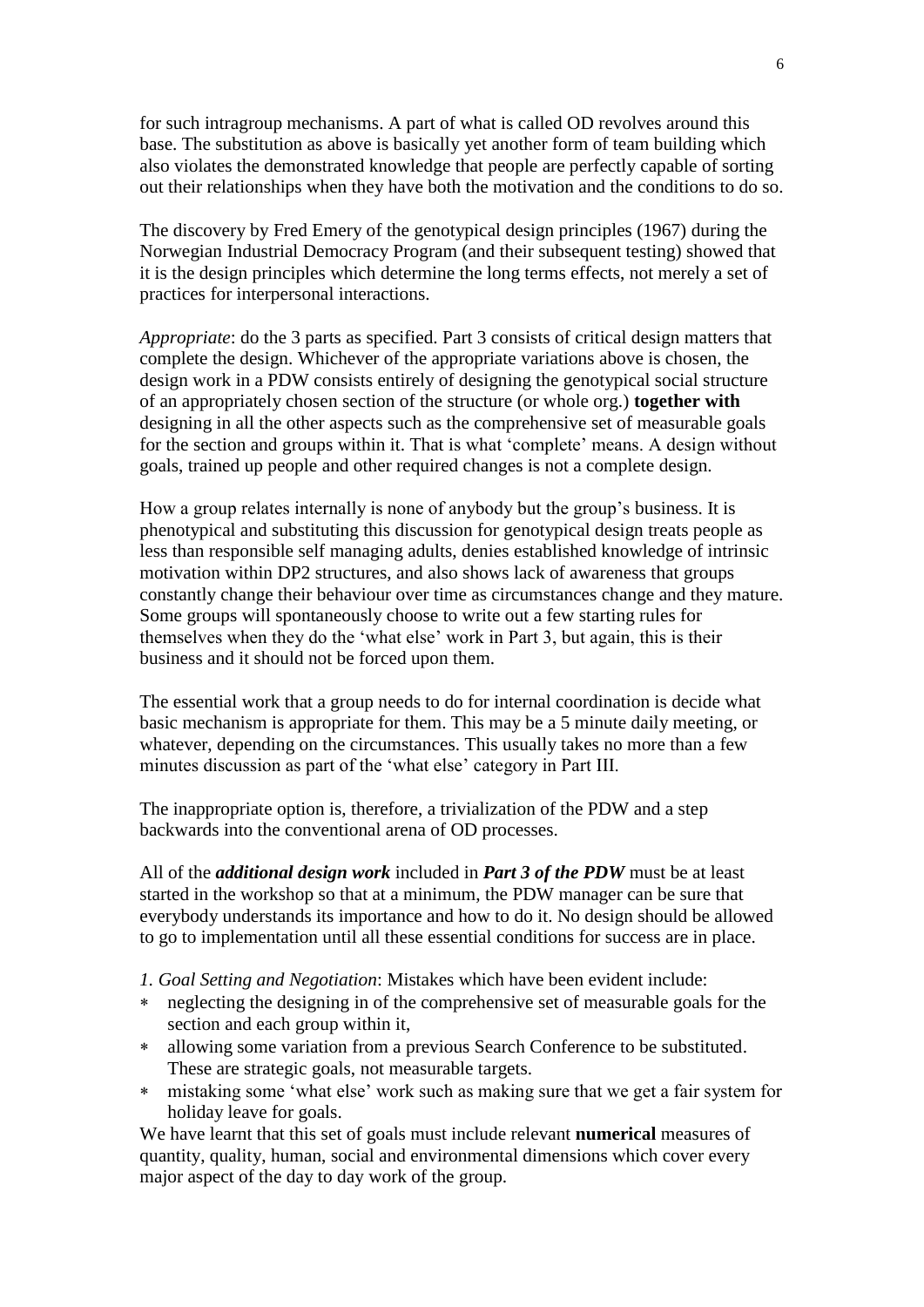for such intragroup mechanisms. A part of what is called OD revolves around this base. The substitution as above is basically yet another form of team building which also violates the demonstrated knowledge that people are perfectly capable of sorting out their relationships when they have both the motivation and the conditions to do so.

The discovery by Fred Emery of the genotypical design principles (1967) during the Norwegian Industrial Democracy Program (and their subsequent testing) showed that it is the design principles which determine the long terms effects, not merely a set of practices for interpersonal interactions.

*Appropriate*: do the 3 parts as specified. Part 3 consists of critical design matters that complete the design. Whichever of the appropriate variations above is chosen, the design work in a PDW consists entirely of designing the genotypical social structure of an appropriately chosen section of the structure (or whole org.) **together with** designing in all the other aspects such as the comprehensive set of measurable goals for the section and groups within it. That is what 'complete' means. A design without goals, trained up people and other required changes is not a complete design.

How a group relates internally is none of anybody but the group's business. It is phenotypical and substituting this discussion for genotypical design treats people as less than responsible self managing adults, denies established knowledge of intrinsic motivation within DP2 structures, and also shows lack of awareness that groups constantly change their behaviour over time as circumstances change and they mature. Some groups will spontaneously choose to write out a few starting rules for themselves when they do the 'what else' work in Part 3, but again, this is their business and it should not be forced upon them.

The essential work that a group needs to do for internal coordination is decide what basic mechanism is appropriate for them. This may be a 5 minute daily meeting, or whatever, depending on the circumstances. This usually takes no more than a few minutes discussion as part of the 'what else' category in Part III.

The inappropriate option is, therefore, a trivialization of the PDW and a step backwards into the conventional arena of OD processes.

All of the ***additional design work*** included in ***Part 3 of the PDW*** must be at least started in the workshop so that at a minimum, the PDW manager can be sure that everybody understands its importance and how to do it. No design should be allowed to go to implementation until all these essential conditions for success are in place.

*1. Goal Setting and Negotiation*: Mistakes which have been evident include:

* neglecting the designing in of the comprehensive set of measurable goals for the section and each group within it,
* allowing some variation from a previous Search Conference to be substituted. These are strategic goals, not measurable targets.
* mistaking some 'what else' work such as making sure that we get a fair system for holiday leave for goals.

We have learnt that this set of goals must include relevant **numerical** measures of quantity, quality, human, social and environmental dimensions which cover every major aspect of the day to day work of the group.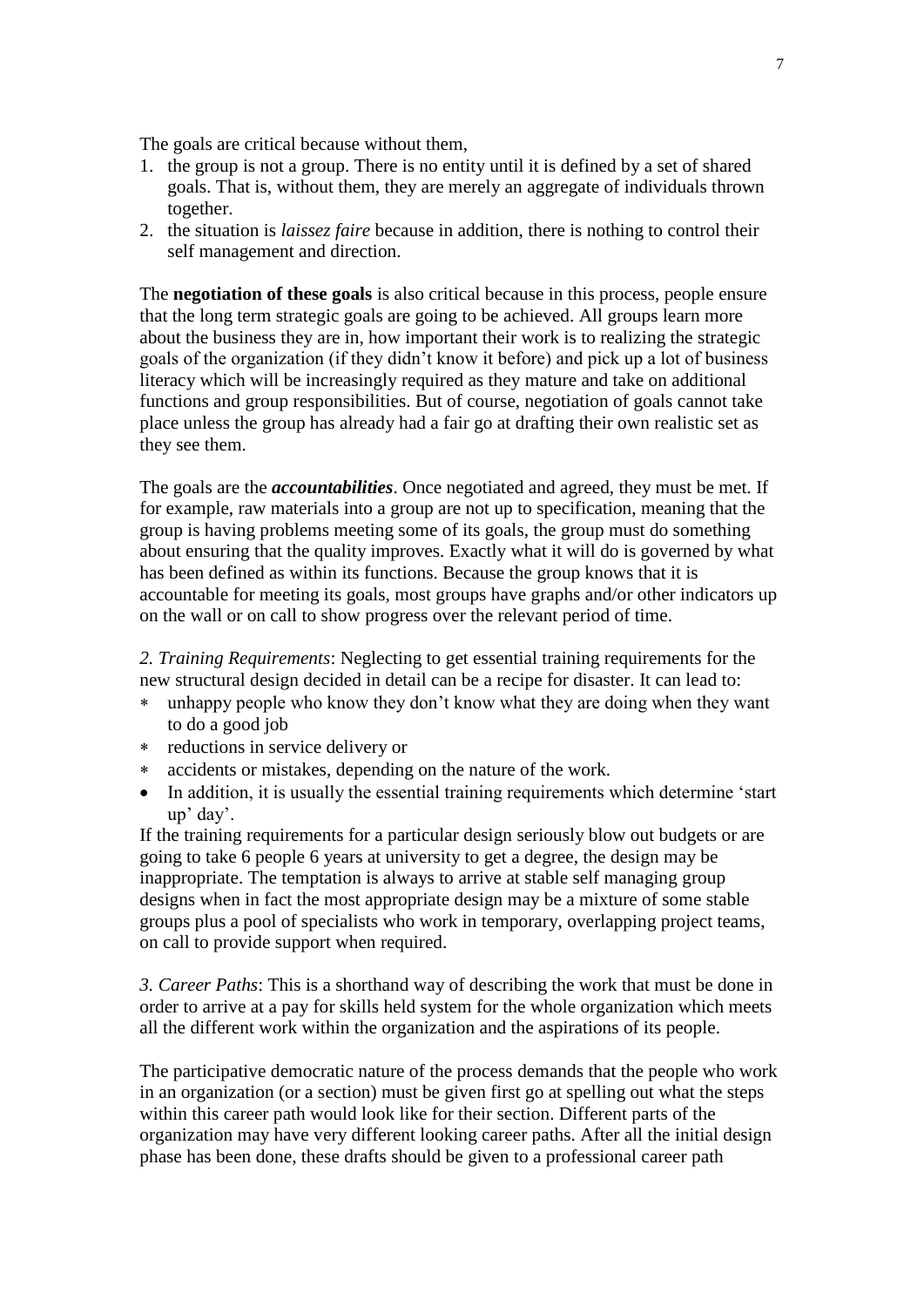The goals are critical because without them,

1. the group is not a group. There is no entity until it is defined by a set of shared goals. That is, without them, they are merely an aggregate of individuals thrown together.
2. the situation is *laissez faire* because in addition, there is nothing to control their self management and direction.

The **negotiation of these goals** is also critical because in this process, people ensure that the long term strategic goals are going to be achieved. All groups learn more about the business they are in, how important their work is to realizing the strategic goals of the organization (if they didn't know it before) and pick up a lot of business literacy which will be increasingly required as they mature and take on additional functions and group responsibilities. But of course, negotiation of goals cannot take place unless the group has already had a fair go at drafting their own realistic set as they see them.

The goals are the ***accountabilities***. Once negotiated and agreed, they must be met. If for example, raw materials into a group are not up to specification, meaning that the group is having problems meeting some of its goals, the group must do something about ensuring that the quality improves. Exactly what it will do is governed by what has been defined as within its functions. Because the group knows that it is accountable for meeting its goals, most groups have graphs and/or other indicators up on the wall or on call to show progress over the relevant period of time.

*2. Training Requirements*: Neglecting to get essential training requirements for the new structural design decided in detail can be a recipe for disaster. It can lead to:

* unhappy people who know they don't know what they are doing when they want to do a good job
* reductions in service delivery or
* accidents or mistakes, depending on the nature of the work.
- In addition, it is usually the essential training requirements which determine 'start up' day'.

If the training requirements for a particular design seriously blow out budgets or are going to take 6 people 6 years at university to get a degree, the design may be inappropriate. The temptation is always to arrive at stable self managing group designs when in fact the most appropriate design may be a mixture of some stable groups plus a pool of specialists who work in temporary, overlapping project teams, on call to provide support when required.

*3. Career Paths*: This is a shorthand way of describing the work that must be done in order to arrive at a pay for skills held system for the whole organization which meets all the different work within the organization and the aspirations of its people.

The participative democratic nature of the process demands that the people who work in an organization (or a section) must be given first go at spelling out what the steps within this career path would look like for their section. Different parts of the organization may have very different looking career paths. After all the initial design phase has been done, these drafts should be given to a professional career path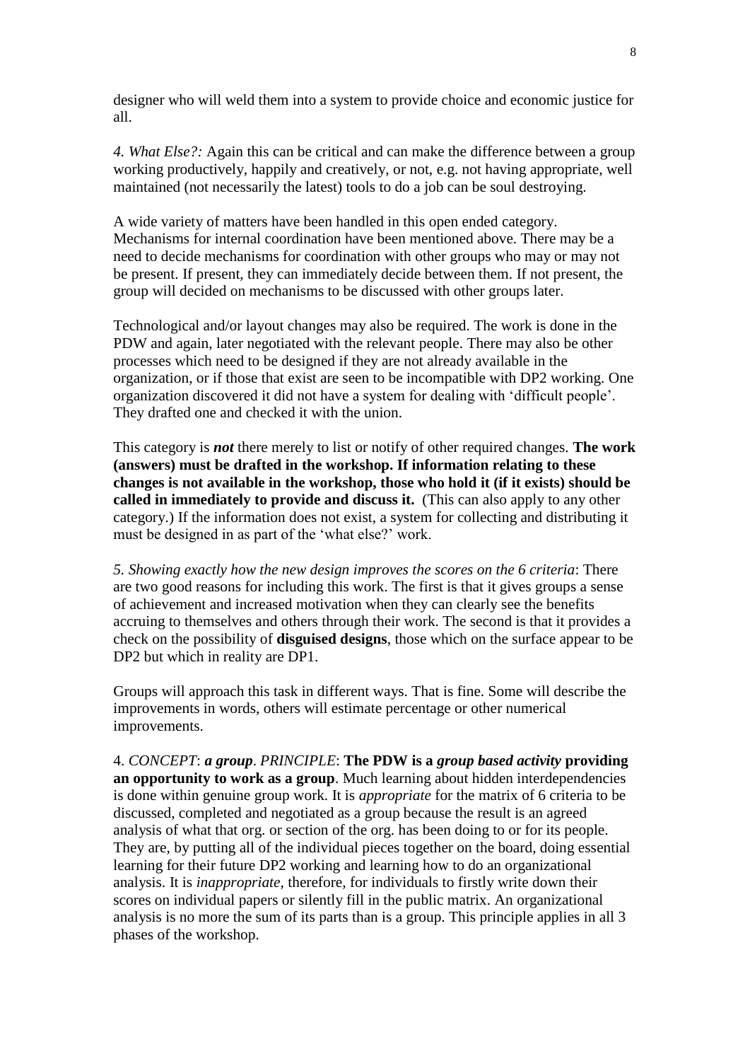designer who will weld them into a system to provide choice and economic justice for all.

*4. What Else?:* Again this can be critical and can make the difference between a group working productively, happily and creatively, or not, e.g. not having appropriate, well maintained (not necessarily the latest) tools to do a job can be soul destroying.

A wide variety of matters have been handled in this open ended category. Mechanisms for internal coordination have been mentioned above. There may be a need to decide mechanisms for coordination with other groups who may or may not be present. If present, they can immediately decide between them. If not present, the group will decided on mechanisms to be discussed with other groups later.

Technological and/or layout changes may also be required. The work is done in the PDW and again, later negotiated with the relevant people. There may also be other processes which need to be designed if they are not already available in the organization, or if those that exist are seen to be incompatible with DP2 working. One organization discovered it did not have a system for dealing with 'difficult people'. They drafted one and checked it with the union.

This category is ***not*** there merely to list or notify of other required changes. **The work (answers) must be drafted in the workshop. If information relating to these changes is not available in the workshop, those who hold it (if it exists) should be called in immediately to provide and discuss it.** (This can also apply to any other category.) If the information does not exist, a system for collecting and distributing it must be designed in as part of the 'what else?' work.

*5. Showing exactly how the new design improves the scores on the 6 criteria*: There are two good reasons for including this work. The first is that it gives groups a sense of achievement and increased motivation when they can clearly see the benefits accruing to themselves and others through their work. The second is that it provides a check on the possibility of **disguised designs**, those which on the surface appear to be DP2 but which in reality are DP1.

Groups will approach this task in different ways. That is fine. Some will describe the improvements in words, others will estimate percentage or other numerical improvements.

4. *CONCEPT*: ***a group***. *PRINCIPLE*: **The PDW is a *group based activity* providing an opportunity to work as a group**. Much learning about hidden interdependencies is done within genuine group work. It is *appropriate* for the matrix of 6 criteria to be discussed, completed and negotiated as a group because the result is an agreed analysis of what that org. or section of the org. has been doing to or for its people. They are, by putting all of the individual pieces together on the board, doing essential learning for their future DP2 working and learning how to do an organizational analysis. It is *inappropriate*, therefore, for individuals to firstly write down their scores on individual papers or silently fill in the public matrix. An organizational analysis is no more the sum of its parts than is a group. This principle applies in all 3 phases of the workshop.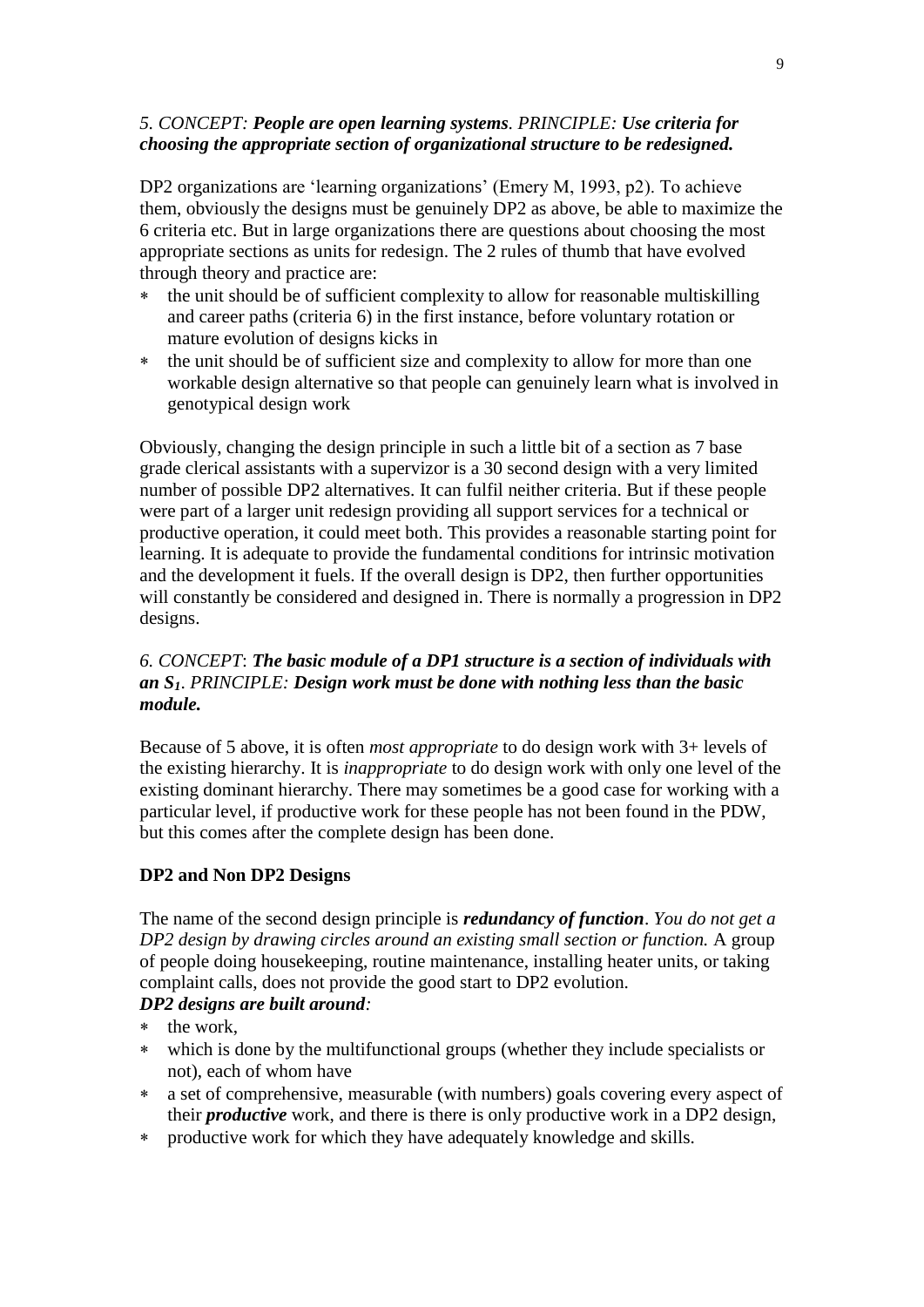*5. CONCEPT: **People are open learning systems**. PRINCIPLE: **Use criteria for choosing the appropriate section of organizational structure to be redesigned.***

DP2 organizations are 'learning organizations' (Emery M, 1993, p2). To achieve them, obviously the designs must be genuinely DP2 as above, be able to maximize the 6 criteria etc. But in large organizations there are questions about choosing the most appropriate sections as units for redesign. The 2 rules of thumb that have evolved through theory and practice are:

- the unit should be of sufficient complexity to allow for reasonable multiskilling and career paths (criteria 6) in the first instance, before voluntary rotation or mature evolution of designs kicks in
- the unit should be of sufficient size and complexity to allow for more than one workable design alternative so that people can genuinely learn what is involved in genotypical design work

Obviously, changing the design principle in such a little bit of a section as 7 base grade clerical assistants with a supervizor is a 30 second design with a very limited number of possible DP2 alternatives. It can fulfil neither criteria. But if these people were part of a larger unit redesign providing all support services for a technical or productive operation, it could meet both. This provides a reasonable starting point for learning. It is adequate to provide the fundamental conditions for intrinsic motivation and the development it fuels. If the overall design is DP2, then further opportunities will constantly be considered and designed in. There is normally a progression in DP2 designs.

*6. CONCEPT*: ***The basic module of a DP1 structure is a section of individuals with an $S_1$***. *PRINCIPLE:* ***Design work must be done with nothing less than the basic module.***

Because of 5 above, it is often *most appropriate* to do design work with 3+ levels of the existing hierarchy. It is *inappropriate* to do design work with only one level of the existing dominant hierarchy. There may sometimes be a good case for working with a particular level, if productive work for these people has not been found in the PDW, but this comes after the complete design has been done.

**DP2 and Non DP2 Designs**

The name of the second design principle is ***redundancy of function***. *You do not get a DP2 design by drawing circles around an existing small section or function.* A group of people doing housekeeping, routine maintenance, installing heater units, or taking complaint calls, does not provide the good start to DP2 evolution.

***DP2 designs are built around:***

- the work,
- which is done by the multifunctional groups (whether they include specialists or not), each of whom have
- a set of comprehensive, measurable (with numbers) goals covering every aspect of their ***productive*** work, and there is there is only productive work in a DP2 design,
- productive work for which they have adequately knowledge and skills.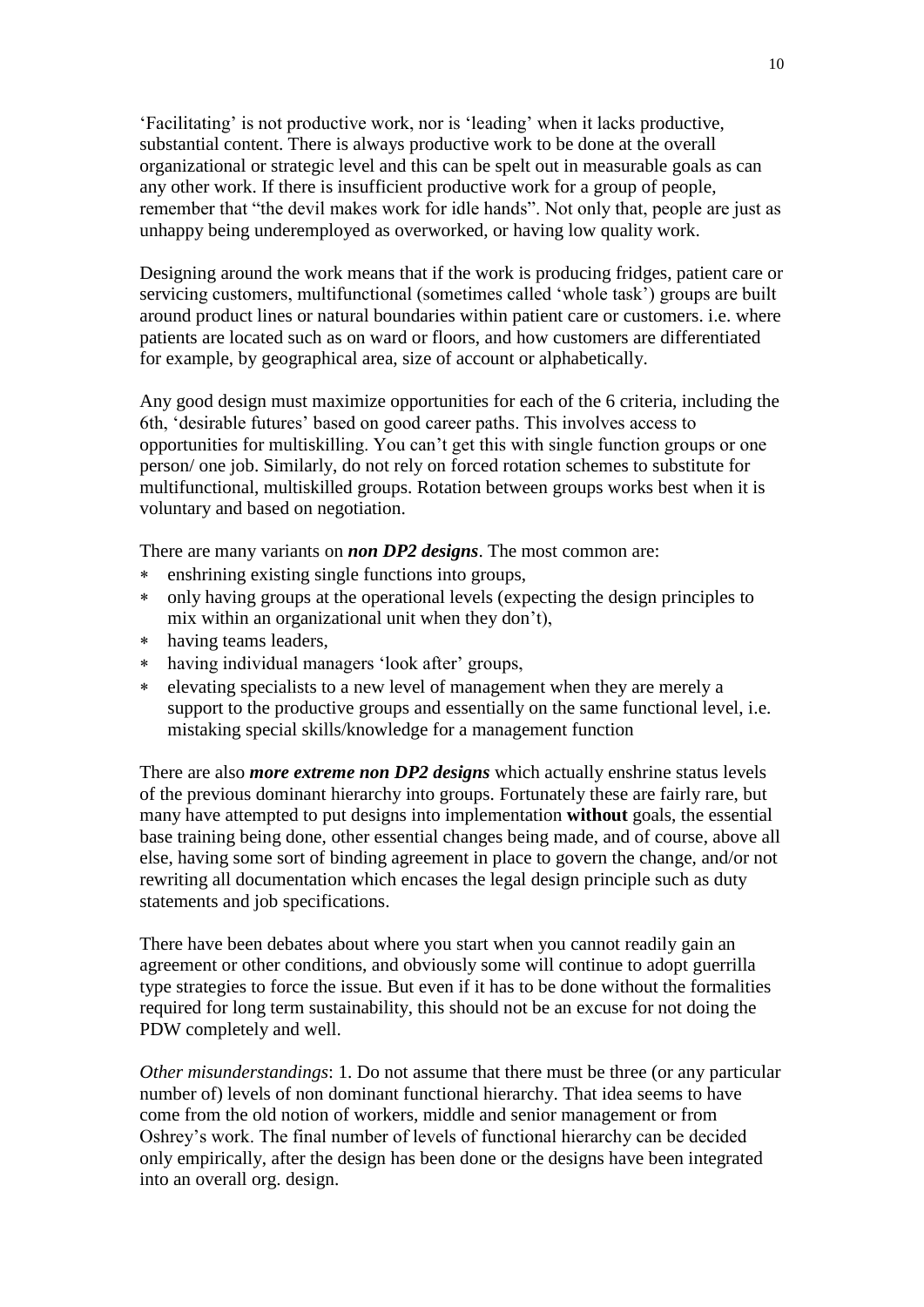'Facilitating' is not productive work, nor is 'leading' when it lacks productive, substantial content. There is always productive work to be done at the overall organizational or strategic level and this can be spelt out in measurable goals as can any other work. If there is insufficient productive work for a group of people, remember that "the devil makes work for idle hands". Not only that, people are just as unhappy being underemployed as overworked, or having low quality work.

Designing around the work means that if the work is producing fridges, patient care or servicing customers, multifunctional (sometimes called 'whole task') groups are built around product lines or natural boundaries within patient care or customers. i.e. where patients are located such as on ward or floors, and how customers are differentiated for example, by geographical area, size of account or alphabetically.

Any good design must maximize opportunities for each of the 6 criteria, including the 6th, 'desirable futures' based on good career paths. This involves access to opportunities for multiskilling. You can't get this with single function groups or one person/ one job. Similarly, do not rely on forced rotation schemes to substitute for multifunctional, multiskilled groups. Rotation between groups works best when it is voluntary and based on negotiation.

There are many variants on ***non DP2 designs***. The most common are:

* enshrining existing single functions into groups,
* only having groups at the operational levels (expecting the design principles to mix within an organizational unit when they don't),
* having teams leaders,
* having individual managers 'look after' groups,
* elevating specialists to a new level of management when they are merely a support to the productive groups and essentially on the same functional level, i.e. mistaking special skills/knowledge for a management function

There are also ***more extreme non DP2 designs*** which actually enshrine status levels of the previous dominant hierarchy into groups. Fortunately these are fairly rare, but many have attempted to put designs into implementation **without** goals, the essential base training being done, other essential changes being made, and of course, above all else, having some sort of binding agreement in place to govern the change, and/or not rewriting all documentation which encases the legal design principle such as duty statements and job specifications.

There have been debates about where you start when you cannot readily gain an agreement or other conditions, and obviously some will continue to adopt guerrilla type strategies to force the issue. But even if it has to be done without the formalities required for long term sustainability, this should not be an excuse for not doing the PDW completely and well.

*Other misunderstandings*: 1. Do not assume that there must be three (or any particular number of) levels of non dominant functional hierarchy. That idea seems to have come from the old notion of workers, middle and senior management or from Oshrey's work. The final number of levels of functional hierarchy can be decided only empirically, after the design has been done or the designs have been integrated into an overall org. design.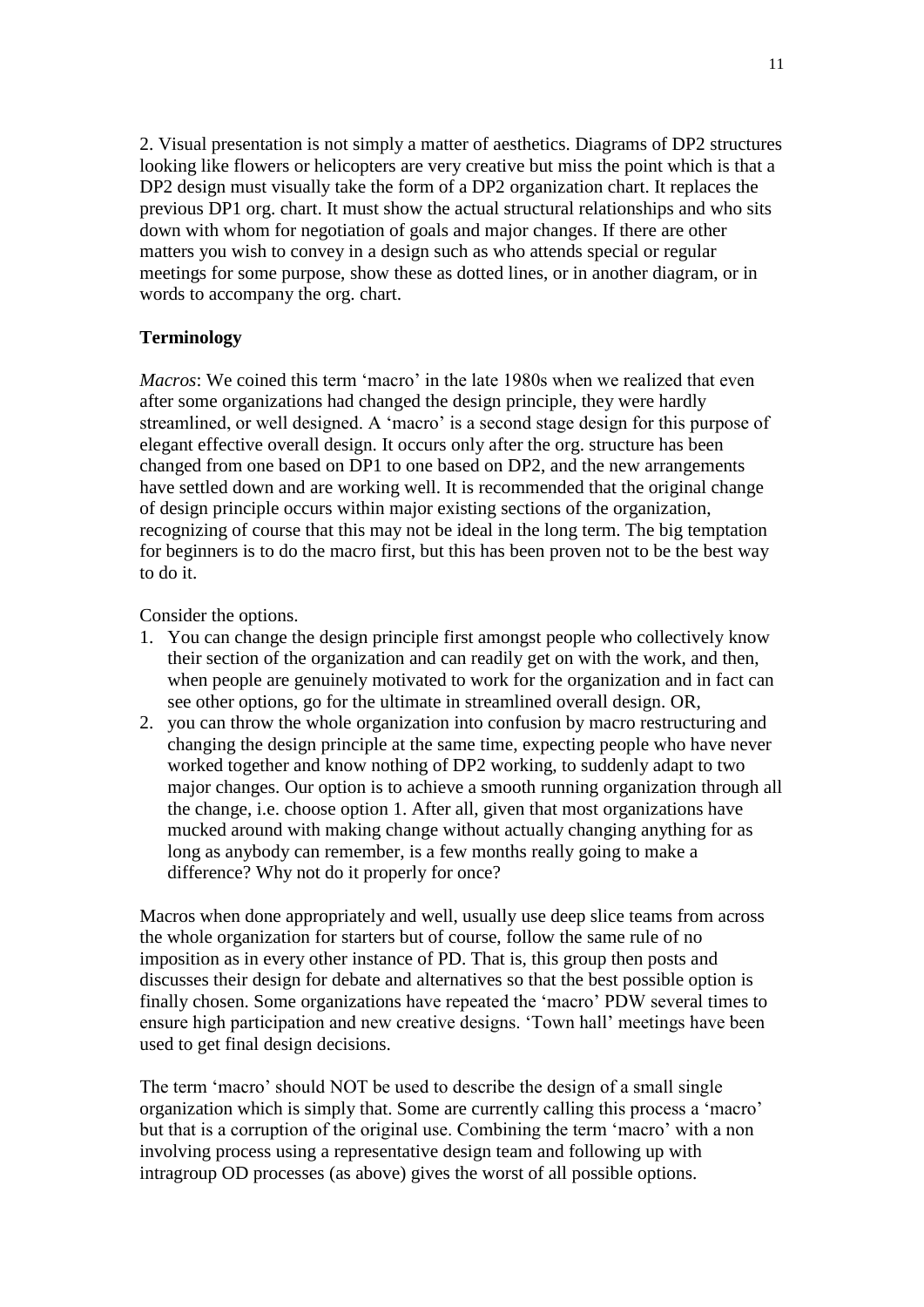2. Visual presentation is not simply a matter of aesthetics. Diagrams of DP2 structures looking like flowers or helicopters are very creative but miss the point which is that a DP2 design must visually take the form of a DP2 organization chart. It replaces the previous DP1 org. chart. It must show the actual structural relationships and who sits down with whom for negotiation of goals and major changes. If there are other matters you wish to convey in a design such as who attends special or regular meetings for some purpose, show these as dotted lines, or in another diagram, or in words to accompany the org. chart.

**Terminology**

*Macros*: We coined this term 'macro' in the late 1980s when we realized that even after some organizations had changed the design principle, they were hardly streamlined, or well designed. A 'macro' is a second stage design for this purpose of elegant effective overall design. It occurs only after the org. structure has been changed from one based on DP1 to one based on DP2, and the new arrangements have settled down and are working well. It is recommended that the original change of design principle occurs within major existing sections of the organization, recognizing of course that this may not be ideal in the long term. The big temptation for beginners is to do the macro first, but this has been proven not to be the best way to do it.

Consider the options.

1. You can change the design principle first amongst people who collectively know their section of the organization and can readily get on with the work, and then, when people are genuinely motivated to work for the organization and in fact can see other options, go for the ultimate in streamlined overall design. OR,
2. you can throw the whole organization into confusion by macro restructuring and changing the design principle at the same time, expecting people who have never worked together and know nothing of DP2 working, to suddenly adapt to two major changes. Our option is to achieve a smooth running organization through all the change, i.e. choose option 1. After all, given that most organizations have mucked around with making change without actually changing anything for as long as anybody can remember, is a few months really going to make a difference? Why not do it properly for once?

Macros when done appropriately and well, usually use deep slice teams from across the whole organization for starters but of course, follow the same rule of no imposition as in every other instance of PD. That is, this group then posts and discusses their design for debate and alternatives so that the best possible option is finally chosen. Some organizations have repeated the 'macro' PDW several times to ensure high participation and new creative designs. 'Town hall' meetings have been used to get final design decisions.

The term 'macro' should NOT be used to describe the design of a small single organization which is simply that. Some are currently calling this process a 'macro' but that is a corruption of the original use. Combining the term 'macro' with a non involving process using a representative design team and following up with intragroup OD processes (as above) gives the worst of all possible options.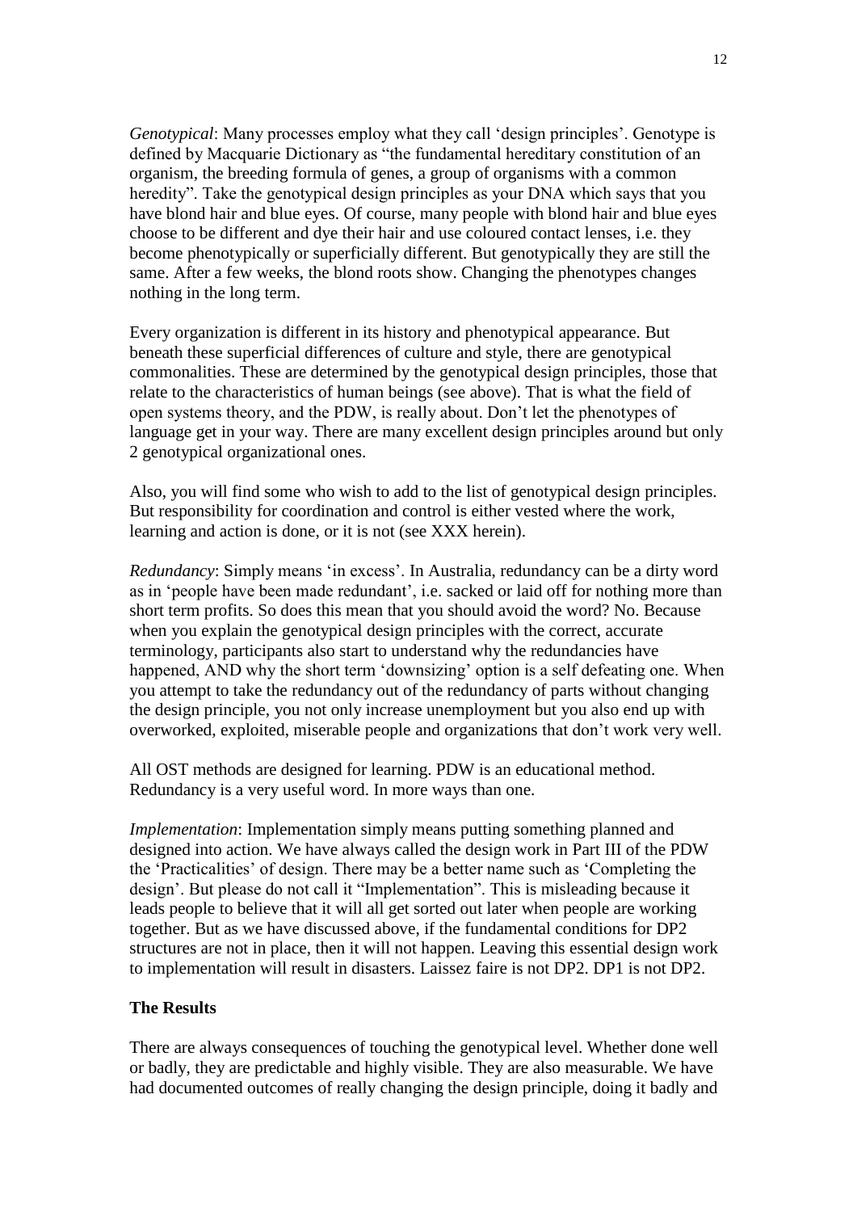*Genotypical*: Many processes employ what they call 'design principles'. Genotype is defined by Macquarie Dictionary as "the fundamental hereditary constitution of an organism, the breeding formula of genes, a group of organisms with a common heredity". Take the genotypical design principles as your DNA which says that you have blond hair and blue eyes. Of course, many people with blond hair and blue eyes choose to be different and dye their hair and use coloured contact lenses, i.e. they become phenotypically or superficially different. But genotypically they are still the same. After a few weeks, the blond roots show. Changing the phenotypes changes nothing in the long term.

Every organization is different in its history and phenotypical appearance. But beneath these superficial differences of culture and style, there are genotypical commonalities. These are determined by the genotypical design principles, those that relate to the characteristics of human beings (see above). That is what the field of open systems theory, and the PDW, is really about. Don't let the phenotypes of language get in your way. There are many excellent design principles around but only 2 genotypical organizational ones.

Also, you will find some who wish to add to the list of genotypical design principles. But responsibility for coordination and control is either vested where the work, learning and action is done, or it is not (see XXX herein).

*Redundancy*: Simply means 'in excess'. In Australia, redundancy can be a dirty word as in 'people have been made redundant', i.e. sacked or laid off for nothing more than short term profits. So does this mean that you should avoid the word? No. Because when you explain the genotypical design principles with the correct, accurate terminology, participants also start to understand why the redundancies have happened, AND why the short term 'downsizing' option is a self defeating one. When you attempt to take the redundancy out of the redundancy of parts without changing the design principle, you not only increase unemployment but you also end up with overworked, exploited, miserable people and organizations that don't work very well.

All OST methods are designed for learning. PDW is an educational method. Redundancy is a very useful word. In more ways than one.

*Implementation*: Implementation simply means putting something planned and designed into action. We have always called the design work in Part III of the PDW the 'Practicalities' of design. There may be a better name such as 'Completing the design'. But please do not call it "Implementation". This is misleading because it leads people to believe that it will all get sorted out later when people are working together. But as we have discussed above, if the fundamental conditions for DP2 structures are not in place, then it will not happen. Leaving this essential design work to implementation will result in disasters. Laissez faire is not DP2. DP1 is not DP2.

**The Results**

There are always consequences of touching the genotypical level. Whether done well or badly, they are predictable and highly visible. They are also measurable. We have had documented outcomes of really changing the design principle, doing it badly and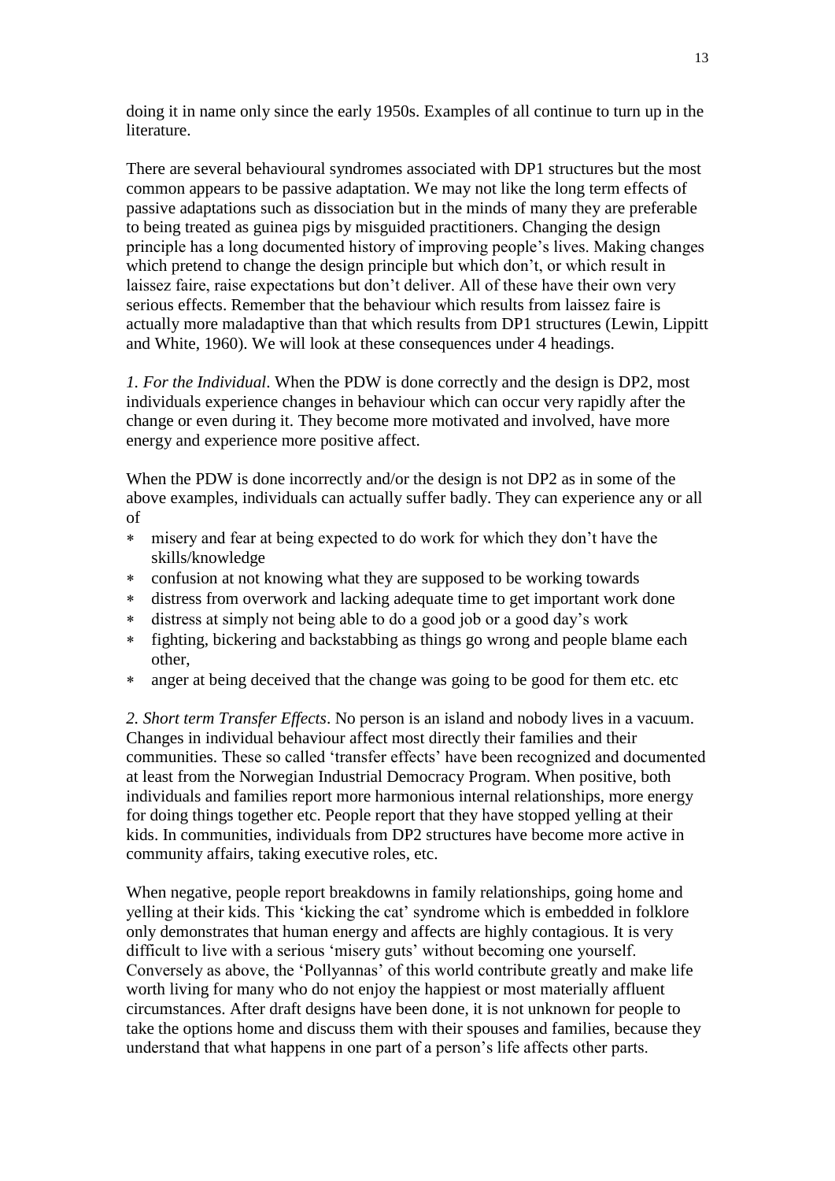doing it in name only since the early 1950s. Examples of all continue to turn up in the literature.

There are several behavioural syndromes associated with DP1 structures but the most common appears to be passive adaptation. We may not like the long term effects of passive adaptations such as dissociation but in the minds of many they are preferable to being treated as guinea pigs by misguided practitioners. Changing the design principle has a long documented history of improving people's lives. Making changes which pretend to change the design principle but which don't, or which result in laissez faire, raise expectations but don't deliver. All of these have their own very serious effects. Remember that the behaviour which results from laissez faire is actually more maladaptive than that which results from DP1 structures (Lewin, Lippitt and White, 1960). We will look at these consequences under 4 headings.

*1. For the Individual*. When the PDW is done correctly and the design is DP2, most individuals experience changes in behaviour which can occur very rapidly after the change or even during it. They become more motivated and involved, have more energy and experience more positive affect.

When the PDW is done incorrectly and/or the design is not DP2 as in some of the above examples, individuals can actually suffer badly. They can experience any or all of

* misery and fear at being expected to do work for which they don't have the skills/knowledge
* confusion at not knowing what they are supposed to be working towards
* distress from overwork and lacking adequate time to get important work done
* distress at simply not being able to do a good job or a good day's work
* fighting, bickering and backstabbing as things go wrong and people blame each other,
* anger at being deceived that the change was going to be good for them etc. etc

*2. Short term Transfer Effects*. No person is an island and nobody lives in a vacuum. Changes in individual behaviour affect most directly their families and their communities. These so called 'transfer effects' have been recognized and documented at least from the Norwegian Industrial Democracy Program. When positive, both individuals and families report more harmonious internal relationships, more energy for doing things together etc. People report that they have stopped yelling at their kids. In communities, individuals from DP2 structures have become more active in community affairs, taking executive roles, etc.

When negative, people report breakdowns in family relationships, going home and yelling at their kids. This 'kicking the cat' syndrome which is embedded in folklore only demonstrates that human energy and affects are highly contagious. It is very difficult to live with a serious 'misery guts' without becoming one yourself. Conversely as above, the 'Pollyannas' of this world contribute greatly and make life worth living for many who do not enjoy the happiest or most materially affluent circumstances. After draft designs have been done, it is not unknown for people to take the options home and discuss them with their spouses and families, because they understand that what happens in one part of a person's life affects other parts.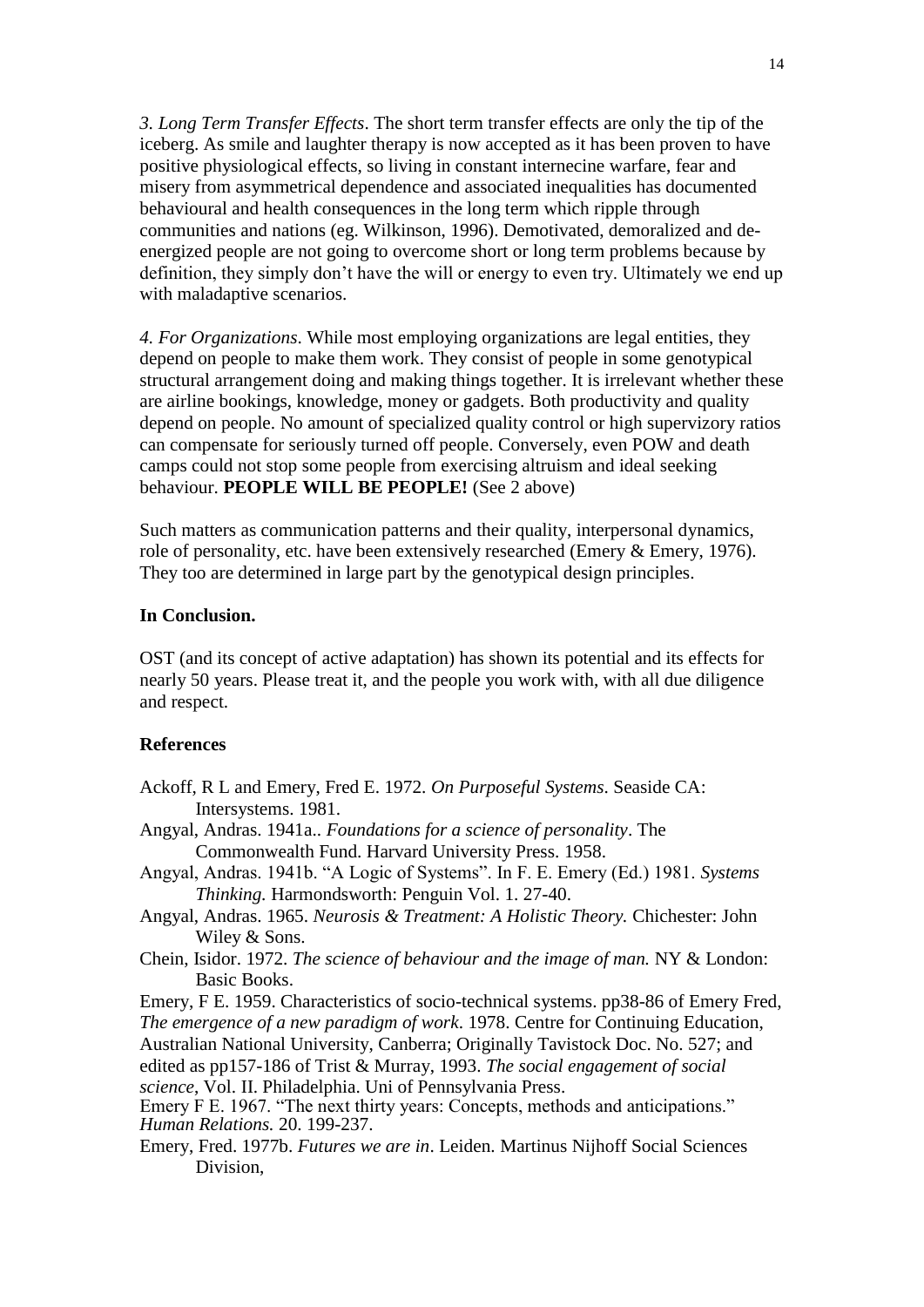*3. Long Term Transfer Effects*. The short term transfer effects are only the tip of the iceberg. As smile and laughter therapy is now accepted as it has been proven to have positive physiological effects, so living in constant internecine warfare, fear and misery from asymmetrical dependence and associated inequalities has documented behavioural and health consequences in the long term which ripple through communities and nations (eg. Wilkinson, 1996). Demotivated, demoralized and de-energized people are not going to overcome short or long term problems because by definition, they simply don't have the will or energy to even try. Ultimately we end up with maladaptive scenarios.

*4. For Organizations*. While most employing organizations are legal entities, they depend on people to make them work. They consist of people in some genotypical structural arrangement doing and making things together. It is irrelevant whether these are airline bookings, knowledge, money or gadgets. Both productivity and quality depend on people. No amount of specialized quality control or high supervizory ratios can compensate for seriously turned off people. Conversely, even POW and death camps could not stop some people from exercising altruism and ideal seeking behaviour. **PEOPLE WILL BE PEOPLE!** (See 2 above)

Such matters as communication patterns and their quality, interpersonal dynamics, role of personality, etc. have been extensively researched (Emery & Emery, 1976). They too are determined in large part by the genotypical design principles.

**In Conclusion.**

OST (and its concept of active adaptation) has shown its potential and its effects for nearly 50 years. Please treat it, and the people you work with, with all due diligence and respect.

**References**

Ackoff, R L and Emery, Fred E. 1972. *On Purposeful Systems*. Seaside CA: Intersystems. 1981.

Angyal, Andras. 1941a.. *Foundations for a science of personality*. The Commonwealth Fund. Harvard University Press. 1958.

Angyal, Andras. 1941b. "A Logic of Systems". In F. E. Emery (Ed.) 1981. *Systems Thinking.* Harmondsworth: Penguin Vol. 1. 27-40.

Angyal, Andras. 1965. *Neurosis & Treatment: A Holistic Theory.* Chichester: John Wiley & Sons.

Chein, Isidor. 1972. *The science of behaviour and the image of man.* NY & London: Basic Books.

Emery, F E. 1959. Characteristics of socio-technical systems. pp38-86 of Emery Fred, *The emergence of a new paradigm of work*. 1978. Centre for Continuing Education, Australian National University, Canberra; Originally Tavistock Doc. No. 527; and edited as pp157-186 of Trist & Murray, 1993. *The social engagement of social science*, Vol. II. Philadelphia. Uni of Pennsylvania Press.

Emery F E. 1967. "The next thirty years: Concepts, methods and anticipations." *Human Relations.* 20. 199-237.

Emery, Fred. 1977b. *Futures we are in*. Leiden. Martinus Nijhoff Social Sciences Division,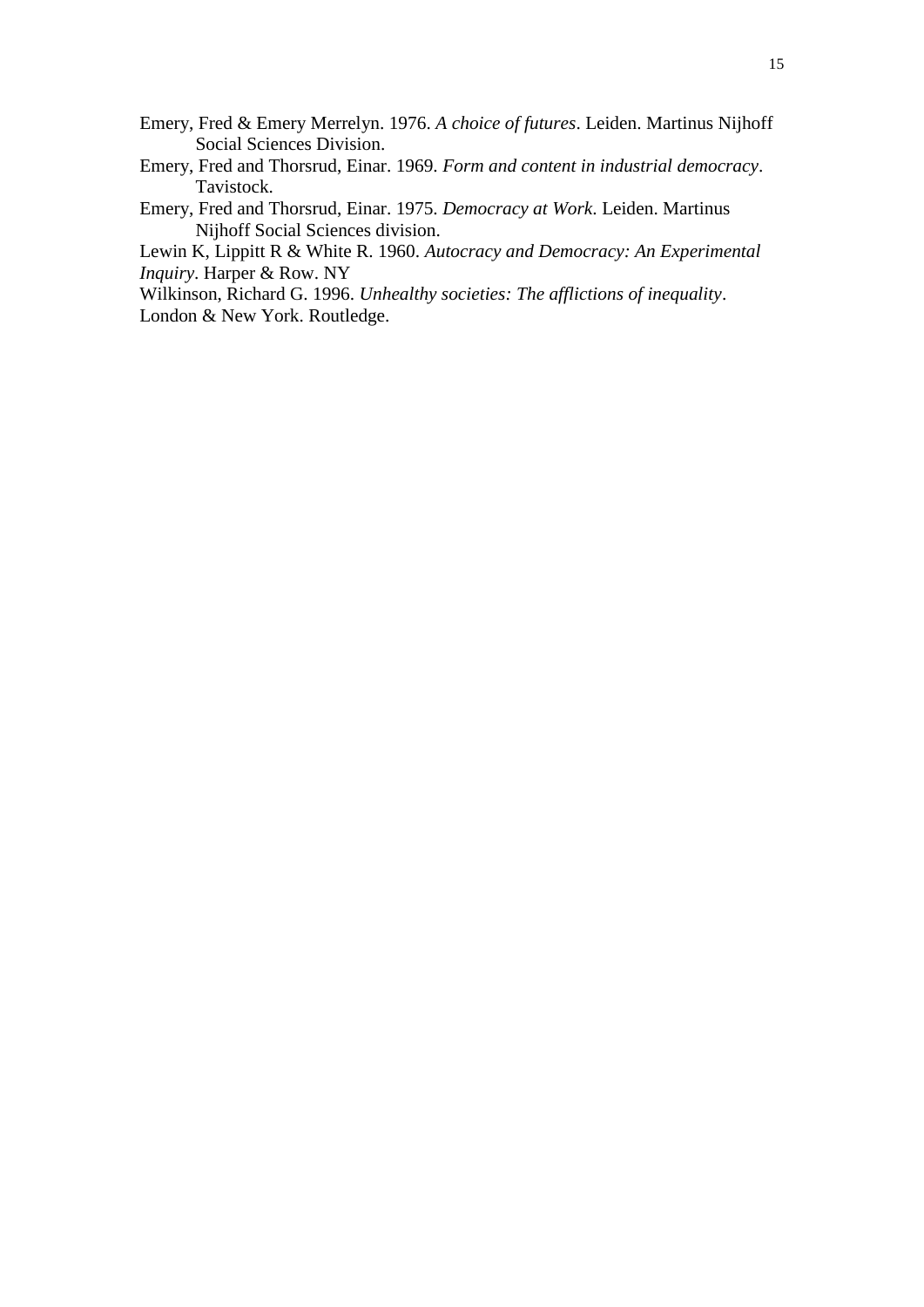Emery, Fred & Emery Merrelyn. 1976. *A choice of futures*. Leiden. Martinus Nijhoff Social Sciences Division.

Emery, Fred and Thorsrud, Einar. 1969. *Form and content in industrial democracy*. Tavistock.

Emery, Fred and Thorsrud, Einar. 1975. *Democracy at Work*. Leiden. Martinus Nijhoff Social Sciences division.

Lewin K, Lippitt R & White R. 1960. *Autocracy and Democracy: An Experimental Inquiry*. Harper & Row. NY

Wilkinson, Richard G. 1996. *Unhealthy societies: The afflictions of inequality*. London & New York. Routledge.